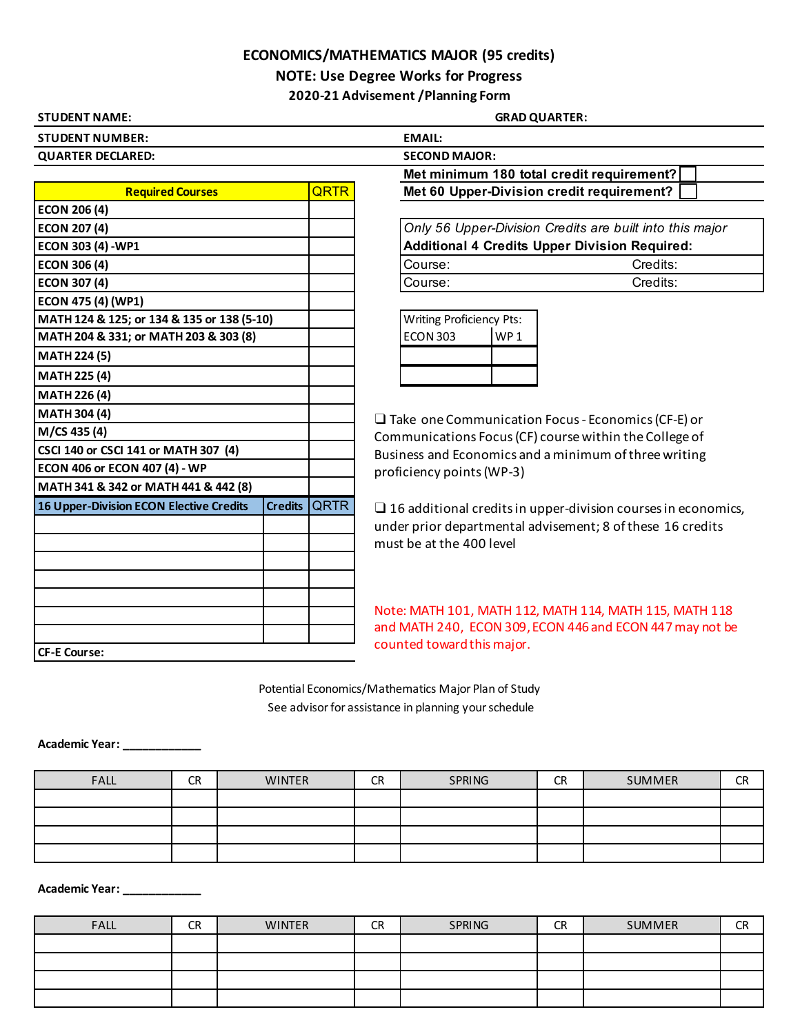# ECONOMICS/MATHEMATICS MAJOR (95 credits)

**NOTE: Use Degree Works for Progress**

**2020-21 Advisement /Planning Form**

**STUDENT NAME:** | **GRAD QUARTER:**

**STUDENT NUMBER:** | **EMAIL:**

**QUARTER DECLARED:** | **SECOND MAJOR:**

**Met minimum 180 total credit requirement?** ☐

**Met 60 Upper-Division credit requirement?** ☐

| Required Courses | | QRTR |
|---|---|---|
| ECON 206 (4) | | |
| ECON 207 (4) | | |
| ECON 303 (4) -WP1 | | |
| ECON 306 (4) | | |
| ECON 307 (4) | | |
| ECON 475 (4) (WP1) | | |
| MATH 124 & 125; or 134 & 135 or 138 (5-10) | | |
| MATH 204 & 331; or MATH 203 & 303 (8) | | |
| MATH 224 (5) | | |
| MATH 225 (4) | | |
| MATH 226 (4) | | |
| MATH 304 (4) | | |
| M/CS 435 (4) | | |
| CSCI 140 or CSCI 141 or MATH 307 (4) | | |
| ECON 406 or ECON 407 (4) - WP | | |
| MATH 341 & 342 or MATH 441 & 442 (8) | | |
| **16 Upper-Division ECON Elective Credits** | **Credits** | **QRTR** |
| | | |
| | | |
| | | |
| | | |
| | | |
| | | |
| | | |
| **CF-E Course:** | | |

| *Only 56 Upper-Division Credits are built into this major* | |
|---|---|
| **Additional 4 Credits Upper Division Required:** | |
| Course: | Credits: |
| Course: | Credits: |

| Writing Proficiency Pts: | |
|---|---|
| ECON 303 | WP 1 |
| | |
| | |

❑ Take one Communication Focus - Economics (CF-E) or Communications Focus (CF) course within the College of Business and Economics and a minimum of three writing proficiency points (WP-3)

❑ 16 additional credits in upper-division courses in economics, under prior departmental advisement; 8 of these 16 credits must be at the 400 level

Note: MATH 101, MATH 112, MATH 114, MATH 115, MATH 118 and MATH 240, ECON 309, ECON 446 and ECON 447 may not be counted toward this major.

Potential Economics/Mathematics Major Plan of Study

See advisor for assistance in planning your schedule

**Academic Year:** ____________

| FALL | CR | WINTER | CR | SPRING | CR | SUMMER | CR |
|---|---|---|---|---|---|---|---|
| | | | | | | | |
| | | | | | | | |
| | | | | | | | |
| | | | | | | | |

**Academic Year:** ____________

| FALL | CR | WINTER | CR | SPRING | CR | SUMMER | CR |
|---|---|---|---|---|---|---|---|
| | | | | | | | |
| | | | | | | | |
| | | | | | | | |
| | | | | | | | |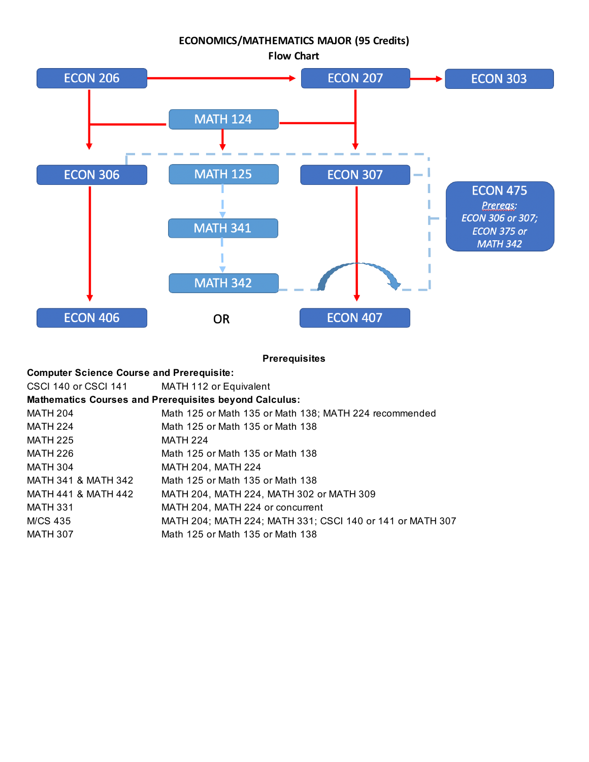**ECONOMICS/MATHEMATICS MAJOR (95 Credits)**
**Flow Chart**

ECON 206

ECON 207

ECON 303

MATH 124

ECON 306

MATH 125

ECON 307

ECON 475
*Prereqs:*
*ECON 306 or 307;*
*ECON 375 or*
*MATH 342*

MATH 341

MATH 342

ECON 406

OR

ECON 407

**Prerequisites**

**Computer Science Course and Prerequisite:**

| | |
|---|---|
| CSCI 140 or CSCI 141 | MATH 112 or Equivalent |

**Mathematics Courses and Prerequisites beyond Calculus:**

| | |
|---|---|
| MATH 204 | Math 125 or Math 135 or Math 138; MATH 224 recommended |
| MATH 224 | Math 125 or Math 135 or Math 138 |
| MATH 225 | MATH 224 |
| MATH 226 | Math 125 or Math 135 or Math 138 |
| MATH 304 | MATH 204, MATH 224 |
| MATH 341 & MATH 342 | Math 125 or Math 135 or Math 138 |
| MATH 441 & MATH 442 | MATH 204, MATH 224, MATH 302 or MATH 309 |
| MATH 331 | MATH 204, MATH 224 or concurrent |
| M/CS 435 | MATH 204; MATH 224; MATH 331; CSCI 140 or 141 or MATH 307 |
| MATH 307 | Math 125 or Math 135 or Math 138 |